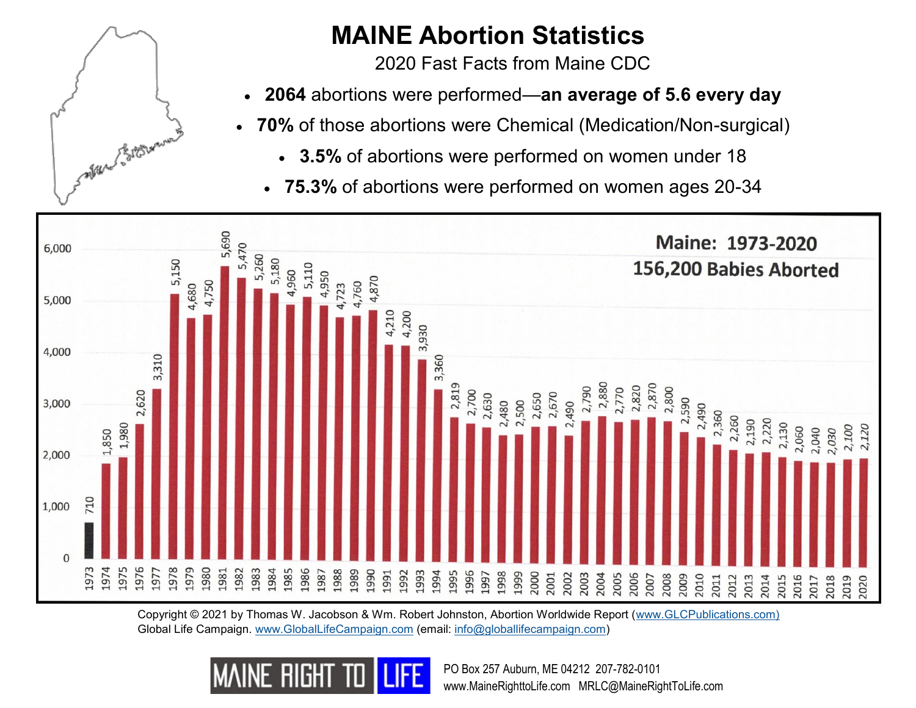# MAINE Abortion Statistics

2020 Fast Facts from Maine CDC

- **2064** abortions were performed—**an average of 5.6 every day**
- **70%** of those abortions were Chemical (Medication/Non-surgical)
- **3.5%** of abortions were performed on women under 18
- **75.3%** of abortions were performed on women ages 20-34

**Maine: 1973-2020**
**156,200 Babies Aborted**

| Year | Abortions |
|---|---|
| 1973 | 710 |
| 1974 | 1,850 |
| 1975 | 1,980 |
| 1976 | 2,620 |
| 1977 | 3,310 |
| 1978 | 5,150 |
| 1979 | 4,680 |
| 1980 | 4,750 |
| 1981 | 5,690 |
| 1982 | 5,470 |
| 1983 | 5,260 |
| 1984 | 5,180 |
| 1985 | 4,960 |
| 1986 | 5,110 |
| 1987 | 4,950 |
| 1988 | 4,723 |
| 1989 | 4,760 |
| 1990 | 4,870 |
| 1991 | 4,210 |
| 1992 | 4,200 |
| 1993 | 3,930 |
| 1994 | 3,360 |
| 1995 | 2,819 |
| 1996 | 2,700 |
| 1997 | 2,630 |
| 1998 | 2,480 |
| 1999 | 2,500 |
| 2000 | 2,650 |
| 2001 | 2,670 |
| 2002 | 2,490 |
| 2003 | 2,790 |
| 2004 | 2,880 |
| 2005 | 2,770 |
| 2006 | 2,820 |
| 2007 | 2,870 |
| 2008 | 2,800 |
| 2009 | 2,590 |
| 2010 | 2,490 |
| 2011 | 2,360 |
| 2012 | 2,260 |
| 2013 | 2,190 |
| 2014 | 2,220 |
| 2015 | 2,130 |
| 2016 | 2,060 |
| 2017 | 2,040 |
| 2018 | 2,030 |
| 2019 | 2,100 |
| 2020 | 2,120 |

Copyright © 2021 by Thomas W. Jacobson & Wm. Robert Johnston, Abortion Worldwide Report (www.GLCPublications.com)
Global Life Campaign. www.GlobalLifeCampaign.com (email: info@globallifecampaign.com)

MAINE RIGHT TO LIFE

PO Box 257 Auburn, ME 04212 207-782-0101
www.MaineRighttoLife.com MRLC@MaineRightToLife.com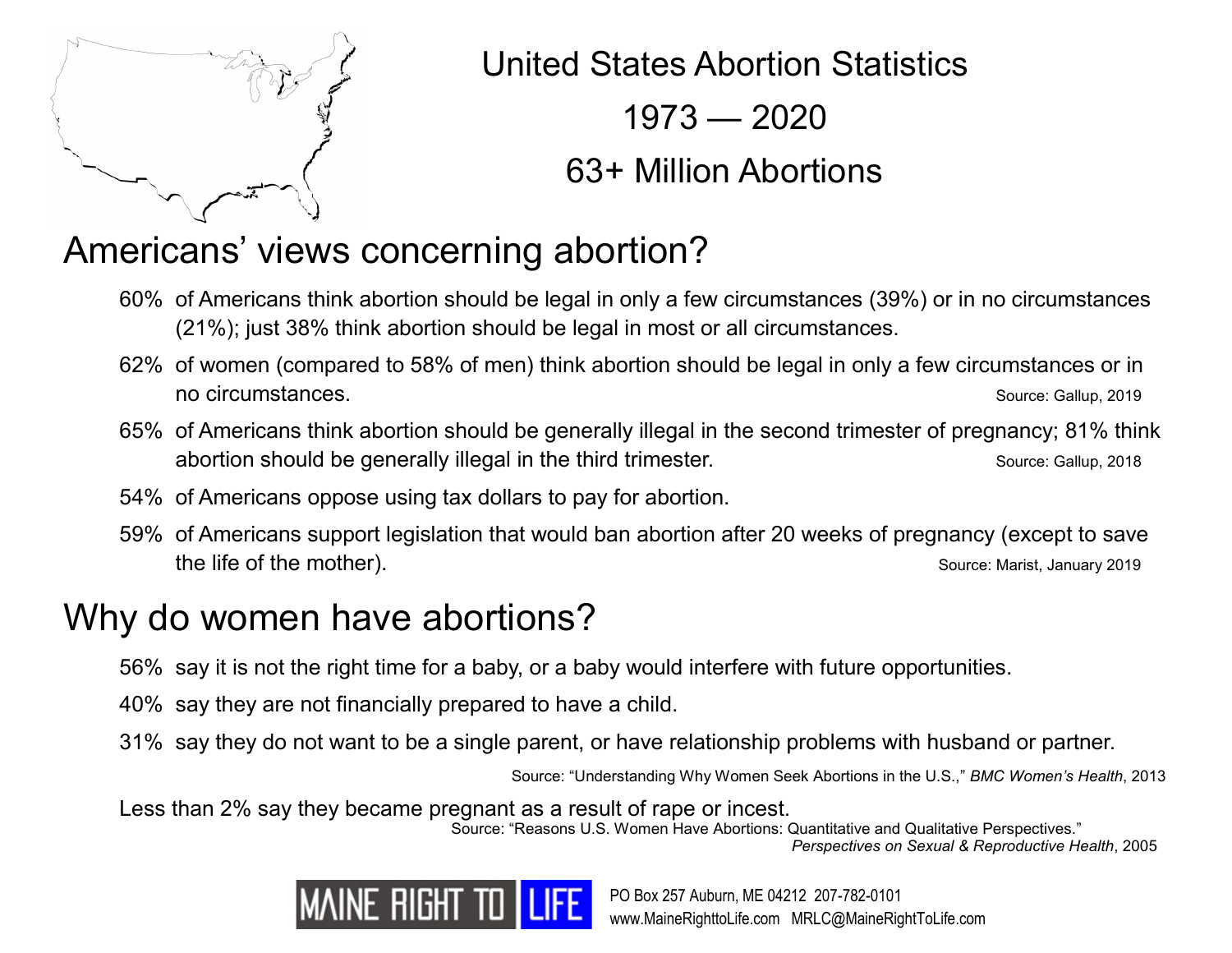# United States Abortion Statistics

## 1973 — 2020

## 63+ Million Abortions

## Americans' views concerning abortion?

60% of Americans think abortion should be legal in only a few circumstances (39%) or in no circumstances (21%); just 38% think abortion should be legal in most or all circumstances.

62% of women (compared to 58% of men) think abortion should be legal in only a few circumstances or in no circumstances.

Source: Gallup, 2019

65% of Americans think abortion should be generally illegal in the second trimester of pregnancy; 81% think abortion should be generally illegal in the third trimester.

Source: Gallup, 2018

54% of Americans oppose using tax dollars to pay for abortion.

59% of Americans support legislation that would ban abortion after 20 weeks of pregnancy (except to save the life of the mother).

Source: Marist, January 2019

## Why do women have abortions?

56% say it is not the right time for a baby, or a baby would interfere with future opportunities.

40% say they are not financially prepared to have a child.

31% say they do not want to be a single parent, or have relationship problems with husband or partner.

Source: "Understanding Why Women Seek Abortions in the U.S.," *BMC Women's Health*, 2013

Less than 2% say they became pregnant as a result of rape or incest.

Source: "Reasons U.S. Women Have Abortions: Quantitative and Qualitative Perspectives." *Perspectives on Sexual & Reproductive Health*, 2005

MAINE RIGHT TO LIFE

PO Box 257 Auburn, ME 04212 207-782-0101
www.MaineRighttoLife.com MRLC@MaineRightToLife.com